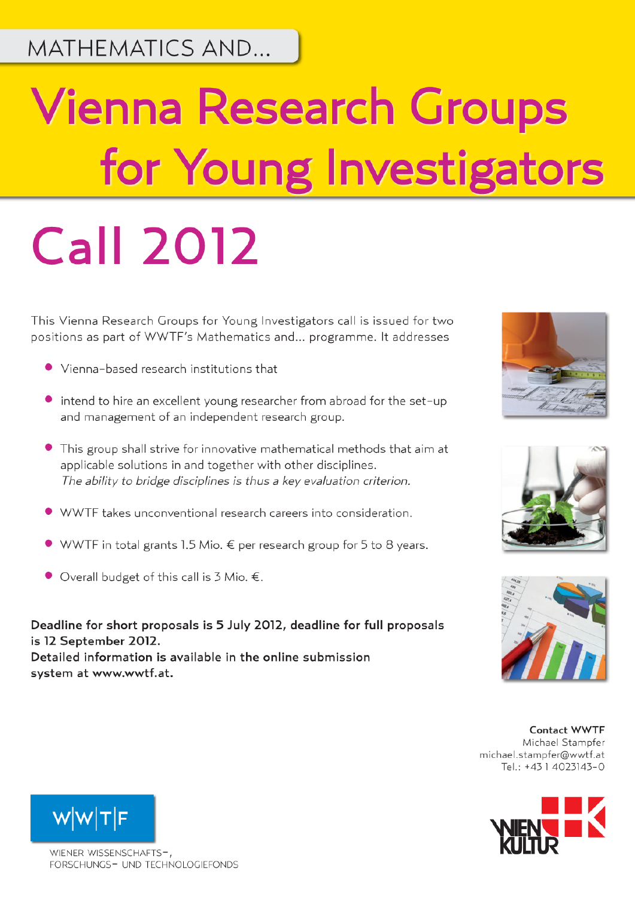MATHEMATICS AND...

# Vienna Research Groups for Young Investigators

# Call 2012

This Vienna Research Groups for Young Investigators call is issued for two positions as part of WWTF's Mathematics and... programme. It addresses

- Vienna-based research institutions that
- intend to hire an excellent young researcher from abroad for the set-up and management of an independent research group.
- This group shall strive for innovative mathematical methods that aim at applicable solutions in and together with other disciplines. *The ability to bridge disciplines is thus a key evaluation criterion.*
- WWTF takes unconventional research careers into consideration.
- WWTF in total grants 1.5 Mio. € per research group for 5 to 8 years.
- Overall budget of this call is 3 Mio. €.

**Deadline for short proposals is 5 July 2012, deadline for full proposals is 12 September 2012.**
**Detailed information is available in the online submission system at www.wwtf.at.**

**Contact WWTF**
Michael Stampfer
michael.stampfer@wwtf.at
Tel.: +43 1 4023143-0

W|W|T|F
WIENER WISSENSCHAFTS-, FORSCHUNGS- UND TECHNOLOGIEFONDS

WIEN KULTUR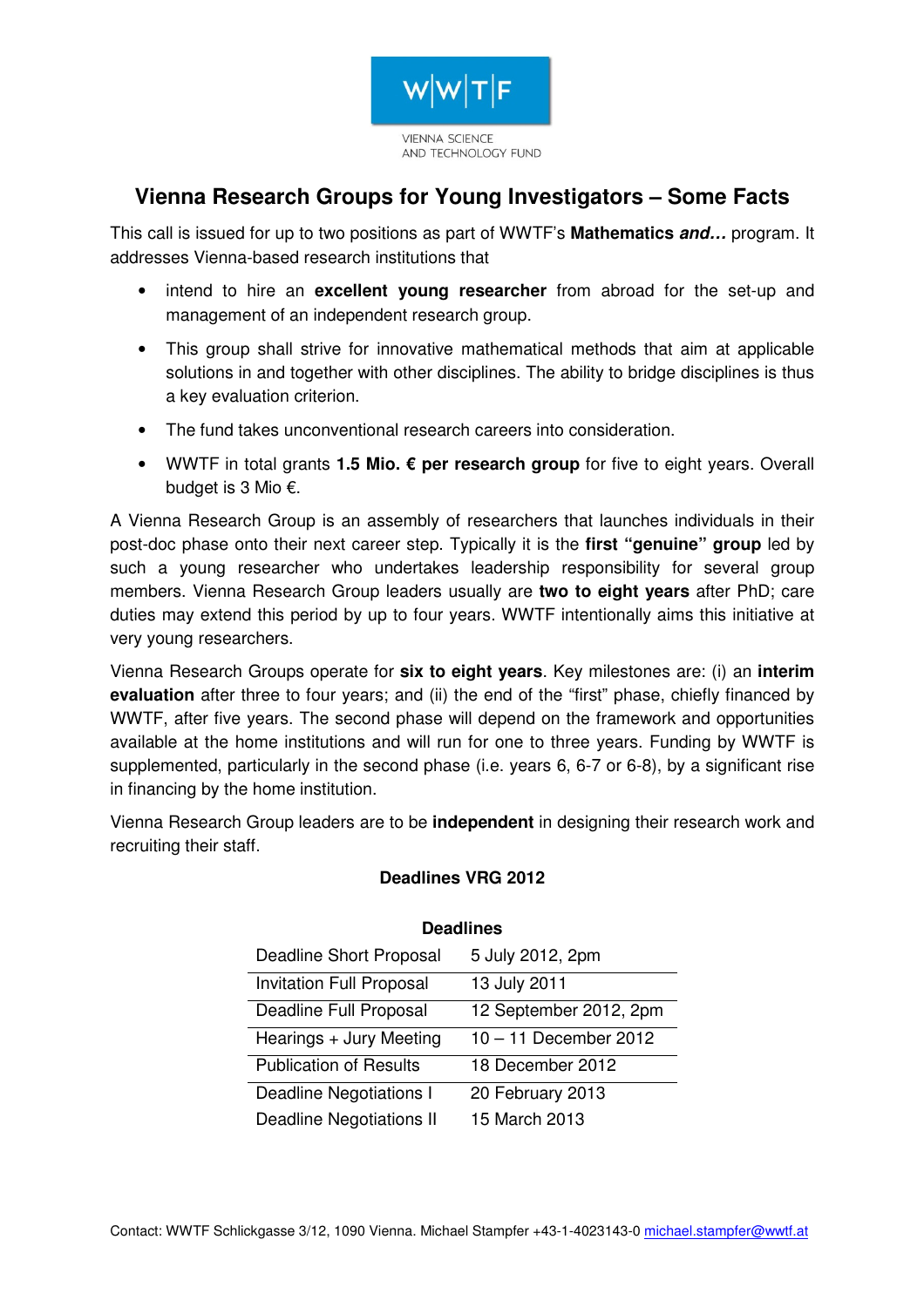WWTF

VIENNA SCIENCE AND TECHNOLOGY FUND

# Vienna Research Groups for Young Investigators – Some Facts

This call is issued for up to two positions as part of WWTF's **Mathematics *and…*** program. It addresses Vienna-based research institutions that

- intend to hire an **excellent young researcher** from abroad for the set-up and management of an independent research group.
- This group shall strive for innovative mathematical methods that aim at applicable solutions in and together with other disciplines. The ability to bridge disciplines is thus a key evaluation criterion.
- The fund takes unconventional research careers into consideration.
- WWTF in total grants **1.5 Mio. € per research group** for five to eight years. Overall budget is 3 Mio €.

A Vienna Research Group is an assembly of researchers that launches individuals in their post-doc phase onto their next career step. Typically it is the **first "genuine" group** led by such a young researcher who undertakes leadership responsibility for several group members. Vienna Research Group leaders usually are **two to eight years** after PhD; care duties may extend this period by up to four years. WWTF intentionally aims this initiative at very young researchers.

Vienna Research Groups operate for **six to eight years**. Key milestones are: (i) an **interim evaluation** after three to four years; and (ii) the end of the "first" phase, chiefly financed by WWTF, after five years. The second phase will depend on the framework and opportunities available at the home institutions and will run for one to three years. Funding by WWTF is supplemented, particularly in the second phase (i.e. years 6, 6-7 or 6-8), by a significant rise in financing by the home institution.

Vienna Research Group leaders are to be **independent** in designing their research work and recruiting their staff.

**Deadlines VRG 2012**

| Deadlines | |
|---|---|
| Deadline Short Proposal | 5 July 2012, 2pm |
| Invitation Full Proposal | 13 July 2011 |
| Deadline Full Proposal | 12 September 2012, 2pm |
| Hearings + Jury Meeting | 10 – 11 December 2012 |
| Publication of Results | 18 December 2012 |
| Deadline Negotiations I | 20 February 2013 |
| Deadline Negotiations II | 15 March 2013 |

Contact: WWTF Schlickgasse 3/12, 1090 Vienna. Michael Stampfer +43-1-4023143-0 michael.stampfer@wwtf.at